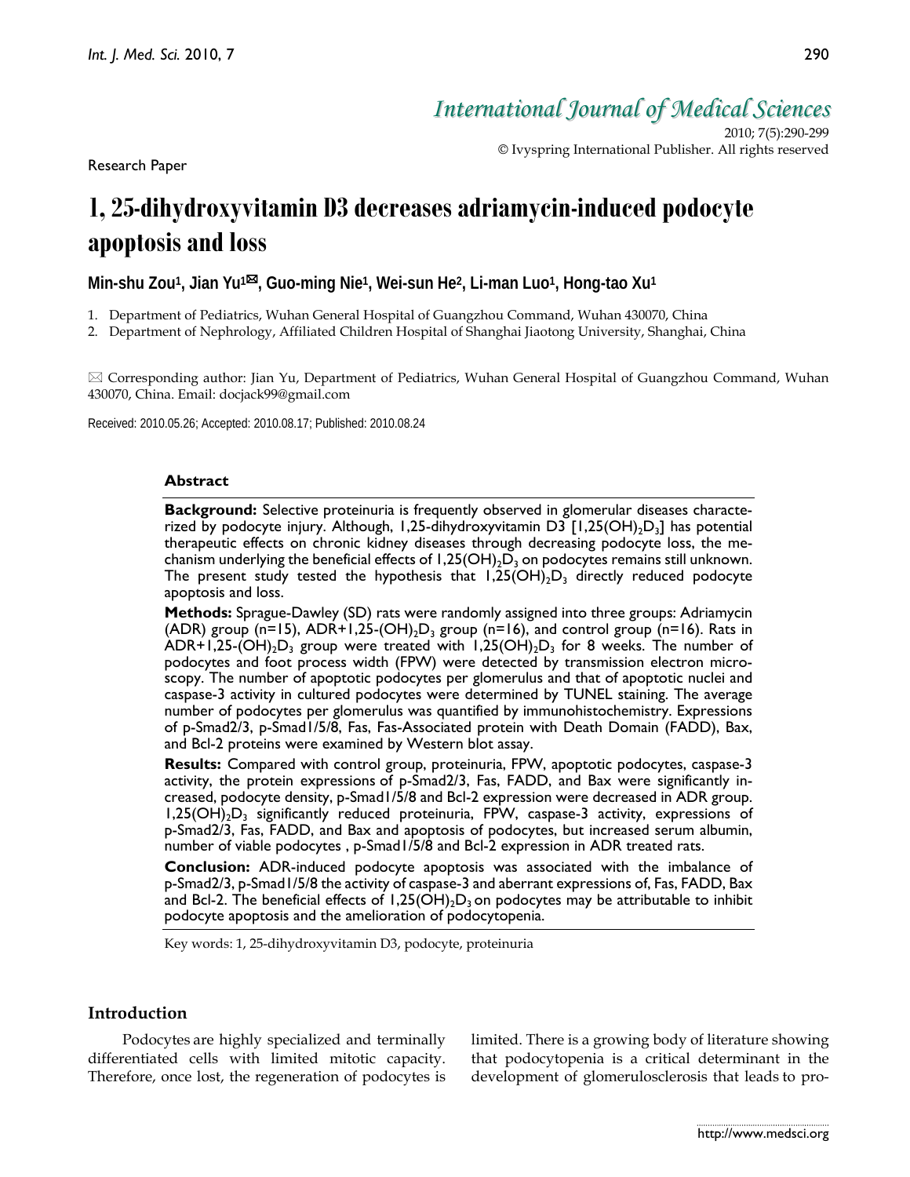Research Paper

# 1, 25-dihydroxyvitamin D3 decreases adriamycin-induced podocyte apoptosis and loss

**Min-shu Zou[1], Jian Yu[1]✉, Guo-ming Nie[1], Wei-sun He[2], Li-man Luo[1], Hong-tao Xu[1]**

1. Department of Pediatrics, Wuhan General Hospital of Guangzhou Command, Wuhan 430070, China
2. Department of Nephrology, Affiliated Children Hospital of Shanghai Jiaotong University, Shanghai, China

✉ Corresponding author: Jian Yu, Department of Pediatrics, Wuhan General Hospital of Guangzhou Command, Wuhan 430070, China. Email: docjack99@gmail.com

Received: 2010.05.26; Accepted: 2010.08.17; Published: 2010.08.24

## Abstract

**Background:** Selective proteinuria is frequently observed in glomerular diseases characterized by podocyte injury. Although, 1,25-dihydroxyvitamin D3 [$1,25(OH)_2D_3$] has potential therapeutic effects on chronic kidney diseases through decreasing podocyte loss, the mechanism underlying the beneficial effects of $1,25(OH)_2D_3$ on podocytes remains still unknown. The present study tested the hypothesis that $1,25(OH)_2D_3$ directly reduced podocyte apoptosis and loss.

**Methods:** Sprague-Dawley (SD) rats were randomly assigned into three groups: Adriamycin (ADR) group (n=15), ADR+$1,25\text{-}(OH)_2D_3$ group (n=16), and control group (n=16). Rats in ADR+$1,25\text{-}(OH)_2D_3$ group were treated with $1,25(OH)_2D_3$ for 8 weeks. The number of podocytes and foot process width (FPW) were detected by transmission electron microscopy. The number of apoptotic podocytes per glomerulus and that of apoptotic nuclei and caspase-3 activity in cultured podocytes were determined by TUNEL staining. The average number of podocytes per glomerulus was quantified by immunohistochemistry. Expressions of p-Smad2/3, p-Smad1/5/8, Fas, Fas-Associated protein with Death Domain (FADD), Bax, and Bcl-2 proteins were examined by Western blot assay.

**Results:** Compared with control group, proteinuria, FPW, apoptotic podocytes, caspase-3 activity, the protein expressions of p-Smad2/3, Fas, FADD, and Bax were significantly increased, podocyte density, p-Smad1/5/8 and Bcl-2 expression were decreased in ADR group. $1,25(OH)_2D_3$ significantly reduced proteinuria, FPW, caspase-3 activity, expressions of p-Smad2/3, Fas, FADD, and Bax and apoptosis of podocytes, but increased serum albumin, number of viable podocytes , p-Smad1/5/8 and Bcl-2 expression in ADR treated rats.

**Conclusion:** ADR-induced podocyte apoptosis was associated with the imbalance of p-Smad2/3, p-Smad1/5/8 the activity of caspase-3 and aberrant expressions of, Fas, FADD, Bax and Bcl-2. The beneficial effects of $1,25(OH)_2D_3$ on podocytes may be attributable to inhibit podocyte apoptosis and the amelioration of podocytopenia.

Key words: 1, 25-dihydroxyvitamin D3, podocyte, proteinuria

## Introduction

Podocytes are highly specialized and terminally differentiated cells with limited mitotic capacity. Therefore, once lost, the regeneration of podocytes is limited. There is a growing body of literature showing that podocytopenia is a critical determinant in the development of glomerulosclerosis that leads to pro-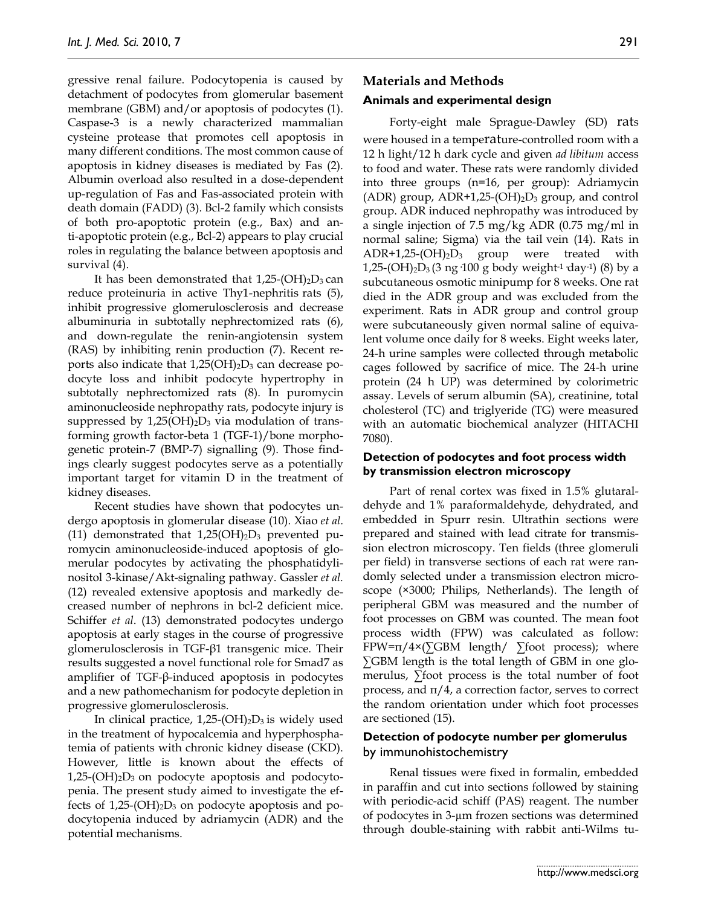gressive renal failure. Podocytopenia is caused by detachment of podocytes from glomerular basement membrane (GBM) and/or apoptosis of podocytes (1). Caspase-3 is a newly characterized mammalian cysteine protease that promotes cell apoptosis in many different conditions. The most common cause of apoptosis in kidney diseases is mediated by Fas (2). Albumin overload also resulted in a dose-dependent up-regulation of Fas and Fas-associated protein with death domain (FADD) (3). Bcl-2 family which consists of both pro-apoptotic protein (e.g., Bax) and anti-apoptotic protein (e.g., Bcl-2) appears to play crucial roles in regulating the balance between apoptosis and survival (4).

It has been demonstrated that $1,25\text{-}(OH)_2D_3$ can reduce proteinuria in active Thy1-nephritis rats (5), inhibit progressive glomerulosclerosis and decrease albuminuria in subtotally nephrectomized rats (6), and down-regulate the renin-angiotensin system (RAS) by inhibiting renin production (7). Recent reports also indicate that $1,25(OH)_2D_3$ can decrease podocyte loss and inhibit podocyte hypertrophy in subtotally nephrectomized rats (8). In puromycin aminonucleoside nephropathy rats, podocyte injury is suppressed by $1,25(OH)_2D_3$ via modulation of transforming growth factor-beta 1 (TGF-1)/bone morphogenetic protein-7 (BMP-7) signalling (9). Those findings clearly suggest podocytes serve as a potentially important target for vitamin D in the treatment of kidney diseases.

Recent studies have shown that podocytes undergo apoptosis in glomerular disease (10). Xiao *et al*. (11) demonstrated that $1,25(OH)_2D_3$ prevented puromycin aminonucleoside-induced apoptosis of glomerular podocytes by activating the phosphatidylinositol 3-kinase/Akt-signaling pathway. Gassler *et al.* (12) revealed extensive apoptosis and markedly decreased number of nephrons in bcl-2 deficient mice. Schiffer *et al*. (13) demonstrated podocytes undergo apoptosis at early stages in the course of progressive glomerulosclerosis in TGF-β1 transgenic mice. Their results suggested a novel functional role for Smad7 as amplifier of TGF-β-induced apoptosis in podocytes and a new pathomechanism for podocyte depletion in progressive glomerulosclerosis.

In clinical practice, $1,25\text{-}(OH)_2D_3$ is widely used in the treatment of hypocalcemia and hyperphosphatemia of patients with chronic kidney disease (CKD). However, little is known about the effects of $1,25\text{-}(OH)_2D_3$ on podocyte apoptosis and podocytopenia. The present study aimed to investigate the effects of $1,25\text{-}(OH)_2D_3$ on podocyte apoptosis and podocytopenia induced by adriamycin (ADR) and the potential mechanisms.

## Materials and Methods

### Animals and experimental design

Forty-eight male Sprague-Dawley (SD) rats were housed in a temperature-controlled room with a 12 h light/12 h dark cycle and given *ad libitum* access to food and water. These rats were randomly divided into three groups (n=16, per group): Adriamycin (ADR) group, ADR+$1,25\text{-}(OH)_2D_3$ group, and control group. ADR induced nephropathy was introduced by a single injection of 7.5 mg/kg ADR (0.75 mg/ml in normal saline; Sigma) via the tail vein (14). Rats in ADR+$1,25\text{-}(OH)_2D_3$ group were treated with $1,25\text{-}(OH)_2D_3$ (3 ng·100 g body weight$^{-1}$·day$^{-1}$) (8) by a subcutaneous osmotic minipump for 8 weeks. One rat died in the ADR group and was excluded from the experiment. Rats in ADR group and control group were subcutaneously given normal saline of equivalent volume once daily for 8 weeks. Eight weeks later, 24-h urine samples were collected through metabolic cages followed by sacrifice of mice. The 24-h urine protein (24 h UP) was determined by colorimetric assay. Levels of serum albumin (SA), creatinine, total cholesterol (TC) and triglyceride (TG) were measured with an automatic biochemical analyzer (HITACHI 7080).

### Detection of podocytes and foot process width by transmission electron microscopy

Part of renal cortex was fixed in 1.5% glutaraldehyde and 1% paraformaldehyde, dehydrated, and embedded in Spurr resin. Ultrathin sections were prepared and stained with lead citrate for transmission electron microscopy. Ten fields (three glomeruli per field) in transverse sections of each rat were randomly selected under a transmission electron microscope (×3000; Philips, Netherlands). The length of peripheral GBM was measured and the number of foot processes on GBM was counted. The mean foot process width (FPW) was calculated as follow: $FPW=\pi/4\times(\sum GBM\ length/\ \sum foot\ process)$; where $\sum$GBM length is the total length of GBM in one glomerulus, $\sum$foot process is the total number of foot process, and $\pi/4$, a correction factor, serves to correct the random orientation under which foot processes are sectioned (15).

### Detection of podocyte number per glomerulus by immunohistochemistry

Renal tissues were fixed in formalin, embedded in paraffin and cut into sections followed by staining with periodic-acid schiff (PAS) reagent. The number of podocytes in 3-μm frozen sections was determined through double-staining with rabbit anti-Wilms tu-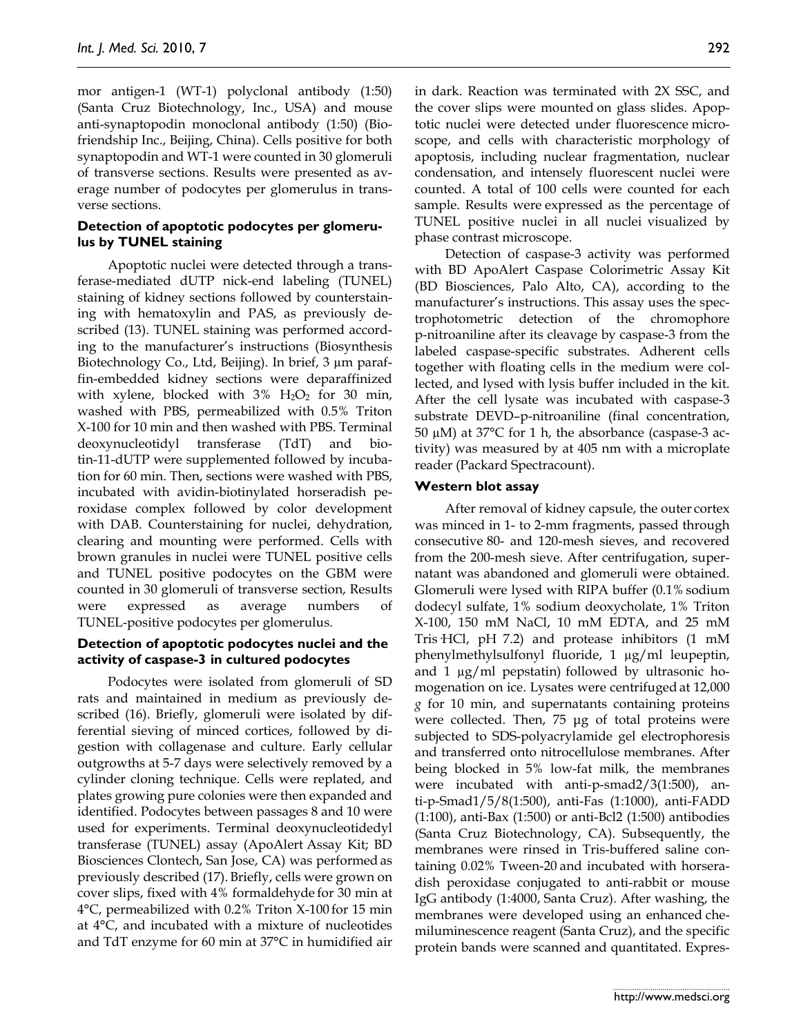mor antigen-1 (WT-1) polyclonal antibody (1:50) (Santa Cruz Biotechnology, Inc., USA) and mouse anti-synaptopodin monoclonal antibody (1:50) (Biofriendship Inc., Beijing, China). Cells positive for both synaptopodin and WT-1 were counted in 30 glomeruli of transverse sections. Results were presented as average number of podocytes per glomerulus in transverse sections.

### Detection of apoptotic podocytes per glomerulus by TUNEL staining

Apoptotic nuclei were detected through a transferase-mediated dUTP nick-end labeling (TUNEL) staining of kidney sections followed by counterstaining with hematoxylin and PAS, as previously described (13). TUNEL staining was performed according to the manufacturer's instructions (Biosynthesis Biotechnology Co., Ltd, Beijing). In brief, 3 μm paraffin-embedded kidney sections were deparaffinized with xylene, blocked with 3% $H_2O_2$ for 30 min, washed with PBS, permeabilized with 0.5% Triton X-100 for 10 min and then washed with PBS. Terminal deoxynucleotidyl transferase (TdT) and biotin-11-dUTP were supplemented followed by incubation for 60 min. Then, sections were washed with PBS, incubated with avidin-biotinylated horseradish peroxidase complex followed by color development with DAB. Counterstaining for nuclei, dehydration, clearing and mounting were performed. Cells with brown granules in nuclei were TUNEL positive cells and TUNEL positive podocytes on the GBM were counted in 30 glomeruli of transverse section, Results were expressed as average numbers of TUNEL-positive podocytes per glomerulus.

### Detection of apoptotic podocytes nuclei and the activity of caspase-3 in cultured podocytes

Podocytes were isolated from glomeruli of SD rats and maintained in medium as previously described (16). Briefly, glomeruli were isolated by differential sieving of minced cortices, followed by digestion with collagenase and culture. Early cellular outgrowths at 5-7 days were selectively removed by a cylinder cloning technique. Cells were replated, and plates growing pure colonies were then expanded and identified. Podocytes between passages 8 and 10 were used for experiments. Terminal deoxynucleotidedyl transferase (TUNEL) assay (ApoAlert Assay Kit; BD Biosciences Clontech, San Jose, CA) was performed as previously described (17). Briefly, cells were grown on cover slips, fixed with 4% formaldehyde for 30 min at 4°C, permeabilized with 0.2% Triton X-100 for 15 min at 4°C, and incubated with a mixture of nucleotides and TdT enzyme for 60 min at 37°C in humidified air in dark. Reaction was terminated with 2X SSC, and the cover slips were mounted on glass slides. Apoptotic nuclei were detected under fluorescence microscope, and cells with characteristic morphology of apoptosis, including nuclear fragmentation, nuclear condensation, and intensely fluorescent nuclei were counted. A total of 100 cells were counted for each sample. Results were expressed as the percentage of TUNEL positive nuclei in all nuclei visualized by phase contrast microscope.

Detection of caspase-3 activity was performed with BD ApoAlert Caspase Colorimetric Assay Kit (BD Biosciences, Palo Alto, CA), according to the manufacturer's instructions. This assay uses the spectrophotometric detection of the chromophore p-nitroaniline after its cleavage by caspase-3 from the labeled caspase-specific substrates. Adherent cells together with floating cells in the medium were collected, and lysed with lysis buffer included in the kit. After the cell lysate was incubated with caspase-3 substrate DEVD–p-nitroaniline (final concentration, 50 μM) at 37°C for 1 h, the absorbance (caspase-3 activity) was measured by at 405 nm with a microplate reader (Packard Spectracount).

### Western blot assay

After removal of kidney capsule, the outer cortex was minced in 1- to 2-mm fragments, passed through consecutive 80- and 120-mesh sieves, and recovered from the 200-mesh sieve. After centrifugation, supernatant was abandoned and glomeruli were obtained. Glomeruli were lysed with RIPA buffer (0.1% sodium dodecyl sulfate, 1% sodium deoxycholate, 1% Triton X-100, 150 mM NaCl, 10 mM EDTA, and 25 mM Tris·HCl, pH 7.2) and protease inhibitors (1 mM phenylmethylsulfonyl fluoride, 1 μg/ml leupeptin, and 1 μg/ml pepstatin) followed by ultrasonic homogenation on ice. Lysates were centrifuged at 12,000 *g* for 10 min, and supernatants containing proteins were collected. Then, 75 μg of total proteins were subjected to SDS-polyacrylamide gel electrophoresis and transferred onto nitrocellulose membranes. After being blocked in 5% low-fat milk, the membranes were incubated with anti-p-smad2/3(1:500), anti-p-Smad1/5/8(1:500), anti-Fas (1:1000), anti-FADD (1:100), anti-Bax (1:500) or anti-Bcl2 (1:500) antibodies (Santa Cruz Biotechnology, CA). Subsequently, the membranes were rinsed in Tris-buffered saline containing 0.02% Tween-20 and incubated with horseradish peroxidase conjugated to anti-rabbit or mouse IgG antibody (1:4000, Santa Cruz). After washing, the membranes were developed using an enhanced chemiluminescence reagent (Santa Cruz), and the specific protein bands were scanned and quantitated. Expres-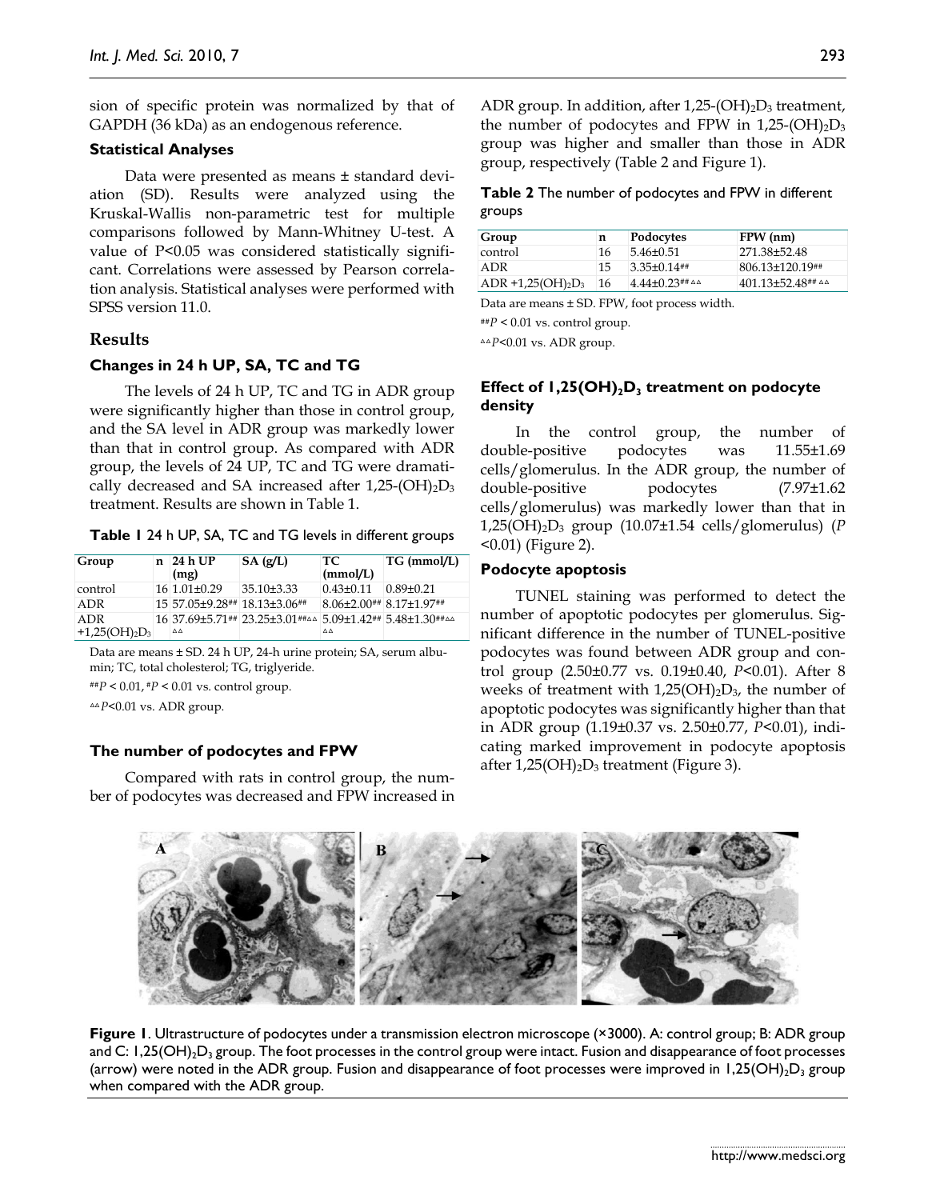sion of specific protein was normalized by that of GAPDH (36 kDa) as an endogenous reference.

### Statistical Analyses

Data were presented as means ± standard deviation (SD). Results were analyzed using the Kruskal-Wallis non-parametric test for multiple comparisons followed by Mann-Whitney U-test. A value of P<0.05 was considered statistically significant. Correlations were assessed by Pearson correlation analysis. Statistical analyses were performed with SPSS version 11.0.

## Results

### Changes in 24 h UP, SA, TC and TG

The levels of 24 h UP, TC and TG in ADR group were significantly higher than those in control group, and the SA level in ADR group was markedly lower than that in control group. As compared with ADR group, the levels of 24 UP, TC and TG were dramatically decreased and SA increased after $1,25\text{-}(OH)_2D_3$ treatment. Results are shown in Table 1.

**Table 1** 24 h UP, SA, TC and TG levels in different groups

| Group | n | 24 h UP (mg) | SA (g/L) | TC (mmol/L) | TG (mmol/L) |
|---|---|---|---|---|---|
| control | 16 | 1.01±0.29 | 35.10±3.33 | 0.43±0.11 | 0.89±0.21 |
| ADR | 15 | 57.05±9.28## | 18.13±3.06## | 8.06±2.00## | 8.17±1.97## |
| ADR $+1,25(OH)_2D_3$ | 16 | 37.69±5.71##△△ | 23.25±3.01##△△ | 5.09±1.42##△△ | 5.48±1.30##△△ |

Data are means ± SD. 24 h UP, 24-h urine protein; SA, serum albumin; TC, total cholesterol; TG, triglyceride.

##*P* < 0.01, #*P* < 0.01 vs. control group.

△△*P*<0.01 vs. ADR group.

### The number of podocytes and FPW

Compared with rats in control group, the number of podocytes was decreased and FPW increased in ADR group. In addition, after $1,25\text{-}(OH)_2D_3$ treatment, the number of podocytes and FPW in $1,25\text{-}(OH)_2D_3$ group was higher and smaller than those in ADR group, respectively (Table 2 and Figure 1).

**Table 2** The number of podocytes and FPW in different groups

| Group | n | Podocytes | FPW (nm) |
|---|---|---|---|
| control | 16 | 5.46±0.51 | 271.38±52.48 |
| ADR | 15 | 3.35±0.14## | 806.13±120.19## |
| ADR $+1,25(OH)_2D_3$ | 16 | 4.44±0.23##△△ | 401.13±52.48##△△ |

Data are means ± SD. FPW, foot process width.

##*P* < 0.01 vs. control group.

△△*P*<0.01 vs. ADR group.

### Effect of $1,25(OH)_2D_3$ treatment on podocyte density

In the control group, the number of double-positive podocytes was 11.55±1.69 cells/glomerulus. In the ADR group, the number of double-positive podocytes (7.97±1.62 cells/glomerulus) was markedly lower than that in $1,25(OH)_2D_3$ group (10.07±1.54 cells/glomerulus) (*P* <0.01) (Figure 2).

### Podocyte apoptosis

TUNEL staining was performed to detect the number of apoptotic podocytes per glomerulus. Significant difference in the number of TUNEL-positive podocytes was found between ADR group and control group (2.50±0.77 vs. 0.19±0.40, *P*<0.01). After 8 weeks of treatment with $1,25(OH)_2D_3$, the number of apoptotic podocytes was significantly higher than that in ADR group (1.19±0.37 vs. 2.50±0.77, *P*<0.01), indicating marked improvement in podocyte apoptosis after $1,25(OH)_2D_3$ treatment (Figure 3).

**Figure 1**. Ultrastructure of podocytes under a transmission electron microscope (×3000). A: control group; B: ADR group and C: $1,25(OH)_2D_3$ group. The foot processes in the control group were intact. Fusion and disappearance of foot processes (arrow) were noted in the ADR group. Fusion and disappearance of foot processes were improved in $1,25(OH)_2D_3$ group when compared with the ADR group.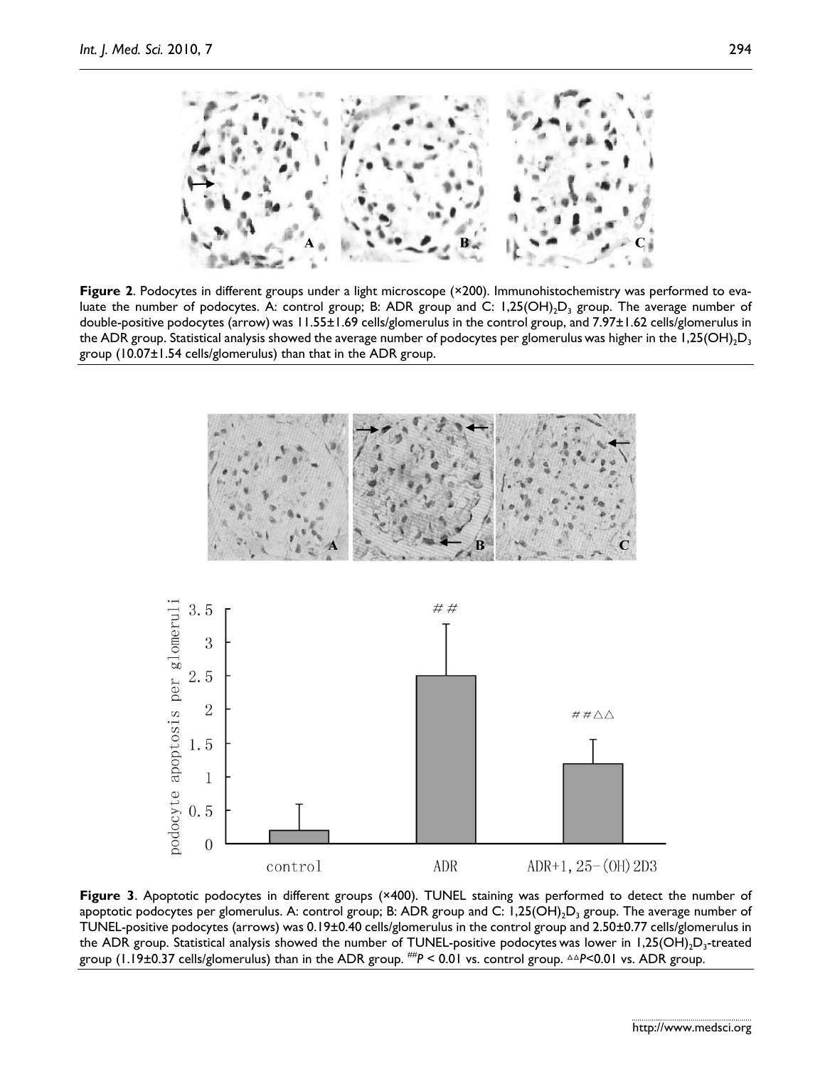**Figure 2**. Podocytes in different groups under a light microscope (×200). Immunohistochemistry was performed to evaluate the number of podocytes. A: control group; B: ADR group and C: $1,25(OH)_2D_3$ group. The average number of double-positive podocytes (arrow) was 11.55±1.69 cells/glomerulus in the control group, and 7.97±1.62 cells/glomerulus in the ADR group. Statistical analysis showed the average number of podocytes per glomerulus was higher in the $1,25(OH)_2D_3$ group (10.07±1.54 cells/glomerulus) than that in the ADR group.

**Figure 3**. Apoptotic podocytes in different groups (×400). TUNEL staining was performed to detect the number of apoptotic podocytes per glomerulus. A: control group; B: ADR group and C: $1,25(OH)_2D_3$ group. The average number of TUNEL-positive podocytes (arrows) was 0.19±0.40 cells/glomerulus in the control group and 2.50±0.77 cells/glomerulus in the ADR group. Statistical analysis showed the number of TUNEL-positive podocytes was lower in $1,25(OH)_2D_3$-treated group (1.19±0.37 cells/glomerulus) than in the ADR group. ##$P < 0.01$ vs. control group. △△$P<0.01$ vs. ADR group.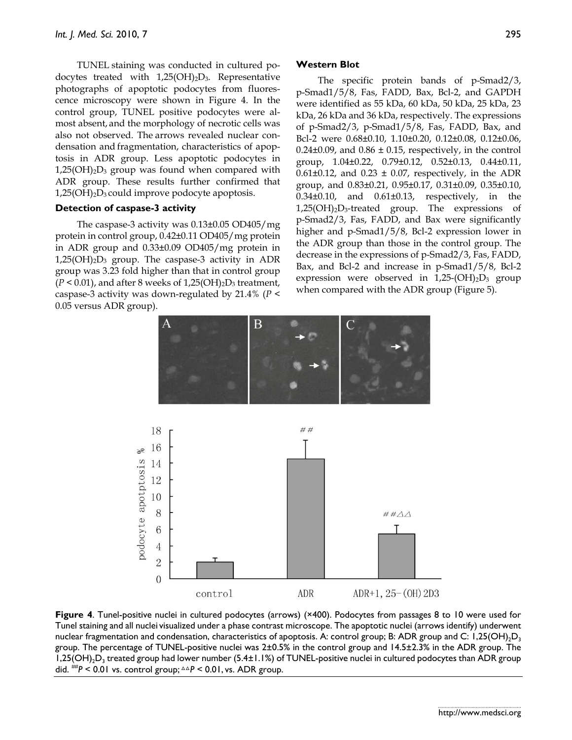TUNEL staining was conducted in cultured podocytes treated with $1,25(OH)_2D_3$. Representative photographs of apoptotic podocytes from fluorescence microscopy were shown in Figure 4. In the control group, TUNEL positive podocytes were almost absent, and the morphology of necrotic cells was also not observed. The arrows revealed nuclear condensation and fragmentation, characteristics of apoptosis in ADR group. Less apoptotic podocytes in $1,25(OH)_2D_3$ group was found when compared with ADR group. These results further confirmed that $1,25(OH)_2D_3$ could improve podocyte apoptosis.

### Detection of caspase-3 activity

The caspase-3 activity was 0.13±0.05 OD405/mg protein in control group, 0.42±0.11 OD405/mg protein in ADR group and 0.33±0.09 OD405/mg protein in $1,25(OH)_2D_3$ group. The caspase-3 activity in ADR group was 3.23 fold higher than that in control group ($P < 0.01$), and after 8 weeks of $1,25(OH)_2D_3$ treatment, caspase-3 activity was down-regulated by 21.4% ($P < 0.05$ versus ADR group).

### Western Blot

The specific protein bands of p-Smad2/3, p-Smad1/5/8, Fas, FADD, Bax, Bcl-2, and GAPDH were identified as 55 kDa, 60 kDa, 50 kDa, 25 kDa, 23 kDa, 26 kDa and 36 kDa, respectively. The expressions of p-Smad2/3, p-Smad1/5/8, Fas, FADD, Bax, and Bcl-2 were 0.68±0.10, 1.10±0.20, 0.12±0.08, 0.12±0.06, 0.24±0.09, and 0.86 ± 0.15, respectively, in the control group, 1.04±0.22, 0.79±0.12, 0.52±0.13, 0.44±0.11, 0.61±0.12, and 0.23 ± 0.07, respectively, in the ADR group, and 0.83±0.21, 0.95±0.17, 0.31±0.09, 0.35±0.10, 0.34±0.10, and 0.61±0.13, respectively, in the $1,25(OH)_2D_3$-treated group. The expressions of p-Smad2/3, Fas, FADD, and Bax were significantly higher and p-Smad1/5/8, Bcl-2 expression lower in the ADR group than those in the control group. The decrease in the expressions of p-Smad2/3, Fas, FADD, Bax, and Bcl-2 and increase in p-Smad1/5/8, Bcl-2 expression were observed in $1,25\text{-}(OH)_2D_3$ group when compared with the ADR group (Figure 5).

**Figure 4**. Tunel-positive nuclei in cultured podocytes (arrows) (×400). Podocytes from passages 8 to 10 were used for Tunel staining and all nuclei visualized under a phase contrast microscope. The apoptotic nuclei (arrows identify) underwent nuclear fragmentation and condensation, characteristics of apoptosis. A: control group; B: ADR group and C: $1,25(OH)_2D_3$ group. The percentage of TUNEL-positive nuclei was 2±0.5% in the control group and 14.5±2.3% in the ADR group. The $1,25(OH)_2D_3$ treated group had lower number (5.4±1.1%) of TUNEL-positive nuclei in cultured podocytes than ADR group did. ##$P < 0.01$ vs. control group; △△$P < 0.01$, vs. ADR group.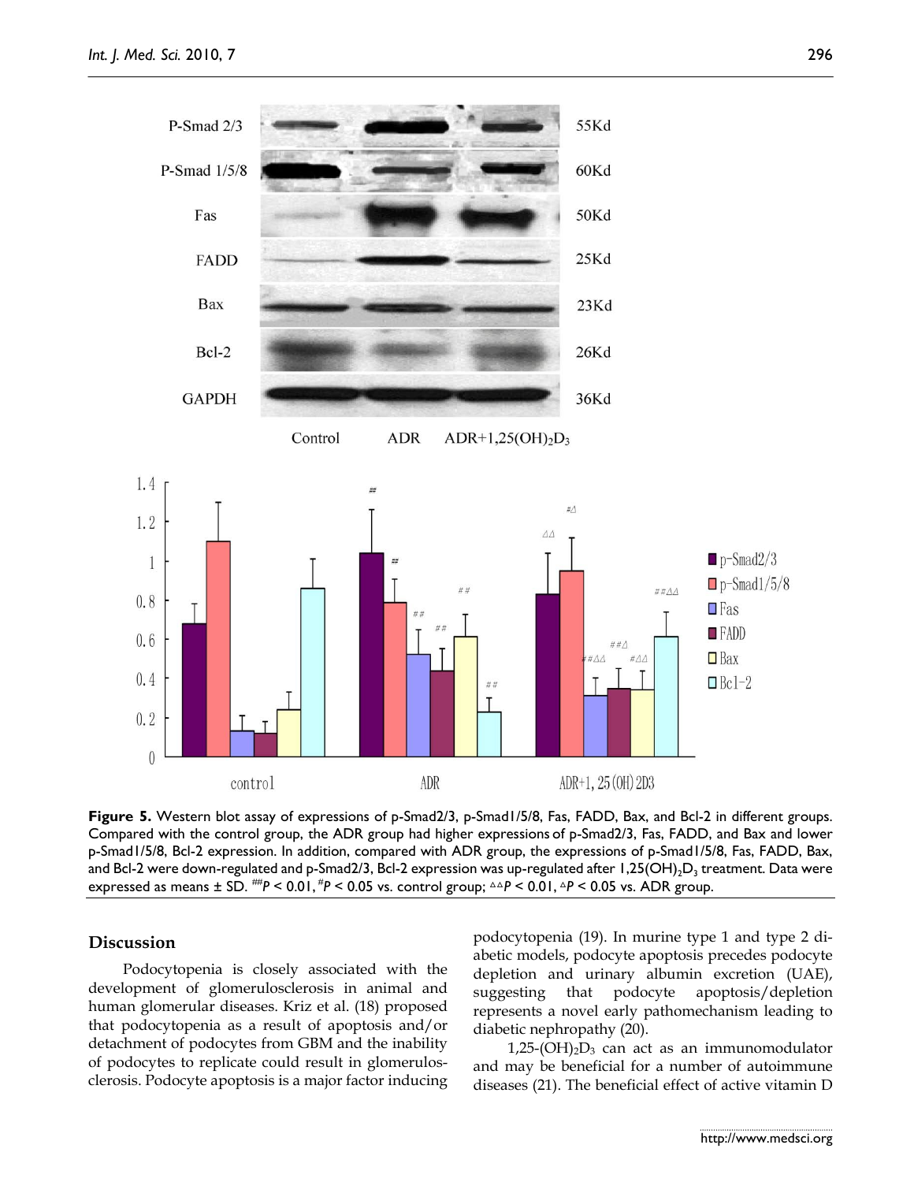**Figure 5.** Western blot assay of expressions of p-Smad2/3, p-Smad1/5/8, Fas, FADD, Bax, and Bcl-2 in different groups. Compared with the control group, the ADR group had higher expressions of p-Smad2/3, Fas, FADD, and Bax and lower p-Smad1/5/8, Bcl-2 expression. In addition, compared with ADR group, the expressions of p-Smad1/5/8, Fas, FADD, Bax, and Bcl-2 were down-regulated and p-Smad2/3, Bcl-2 expression was up-regulated after $1,25(OH)_2D_3$ treatment. Data were expressed as means ± SD. $^{\#\#}P < 0.01$, $^{\#}P < 0.05$ vs. control group; $^{\triangle\triangle}P < 0.01$, $^{\triangle}P < 0.05$ vs. ADR group.

## Discussion

Podocytopenia is closely associated with the development of glomerulosclerosis in animal and human glomerular diseases. Kriz et al. (18) proposed that podocytopenia as a result of apoptosis and/or detachment of podocytes from GBM and the inability of podocytes to replicate could result in glomerulosclerosis. Podocyte apoptosis is a major factor inducing podocytopenia (19). In murine type 1 and type 2 diabetic models, podocyte apoptosis precedes podocyte depletion and urinary albumin excretion (UAE), suggesting that podocyte apoptosis/depletion represents a novel early pathomechanism leading to diabetic nephropathy (20).

$1,25\text{-}(OH)_2D_3$ can act as an immunomodulator and may be beneficial for a number of autoimmune diseases (21). The beneficial effect of active vitamin D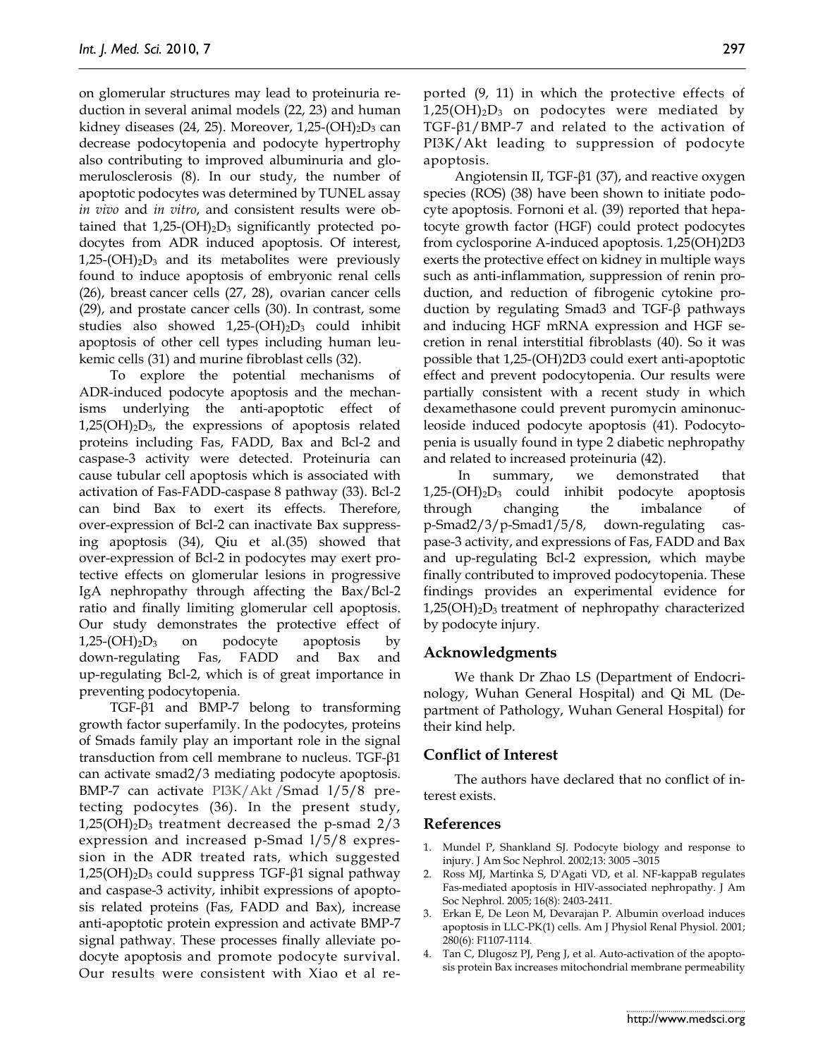on glomerular structures may lead to proteinuria reduction in several animal models (22, 23) and human kidney diseases (24, 25). Moreover, 1,25-$(OH)_2D_3$ can decrease podocytopenia and podocyte hypertrophy also contributing to improved albuminuria and glomerulosclerosis (8). In our study, the number of apoptotic podocytes was determined by TUNEL assay *in vivo* and *in vitro*, and consistent results were obtained that 1,25-$(OH)_2D_3$ significantly protected podocytes from ADR induced apoptosis. Of interest, 1,25-$(OH)_2D_3$ and its metabolites were previously found to induce apoptosis of embryonic renal cells (26), breast cancer cells (27, 28), ovarian cancer cells (29), and prostate cancer cells (30). In contrast, some studies also showed 1,25-$(OH)_2D_3$ could inhibit apoptosis of other cell types including human leukemic cells (31) and murine fibroblast cells (32).

To explore the potential mechanisms of ADR-induced podocyte apoptosis and the mechanisms underlying the anti-apoptotic effect of 1,25$(OH)_2D_3$, the expressions of apoptosis related proteins including Fas, FADD, Bax and Bcl-2 and caspase-3 activity were detected. Proteinuria can cause tubular cell apoptosis which is associated with activation of Fas-FADD-caspase 8 pathway (33). Bcl-2 can bind Bax to exert its effects. Therefore, over-expression of Bcl-2 can inactivate Bax suppressing apoptosis (34), Qiu et al.(35) showed that over-expression of Bcl-2 in podocytes may exert protective effects on glomerular lesions in progressive IgA nephropathy through affecting the Bax/Bcl-2 ratio and finally limiting glomerular cell apoptosis. Our study demonstrates the protective effect of 1,25-$(OH)_2D_3$ on podocyte apoptosis by down-regulating Fas, FADD and Bax and up-regulating Bcl-2, which is of great importance in preventing podocytopenia.

TGF-β1 and BMP-7 belong to transforming growth factor superfamily. In the podocytes, proteins of Smads family play an important role in the signal transduction from cell membrane to nucleus. TGF-β1 can activate smad2/3 mediating podocyte apoptosis. BMP-7 can activate PI3K/Akt /Smad 1/5/8 pretecting podocytes (36). In the present study, 1,25$(OH)_2D_3$ treatment decreased the p-smad 2/3 expression and increased p-Smad 1/5/8 expression in the ADR treated rats, which suggested 1,25$(OH)_2D_3$ could suppress TGF-β1 signal pathway and caspase-3 activity, inhibit expressions of apoptosis related proteins (Fas, FADD and Bax), increase anti-apoptotic protein expression and activate BMP-7 signal pathway. These processes finally alleviate podocyte apoptosis and promote podocyte survival. Our results were consistent with Xiao et al reported (9, 11) in which the protective effects of 1,25$(OH)_2D_3$ on podocytes were mediated by TGF-β1/BMP-7 and related to the activation of PI3K/Akt leading to suppression of podocyte apoptosis.

Angiotensin II, TGF-β1 (37), and reactive oxygen species (ROS) (38) have been shown to initiate podocyte apoptosis. Fornoni et al. (39) reported that hepatocyte growth factor (HGF) could protect podocytes from cyclosporine A-induced apoptosis. 1,25(OH)2D3 exerts the protective effect on kidney in multiple ways such as anti-inflammation, suppression of renin production, and reduction of fibrogenic cytokine production by regulating Smad3 and TGF-β pathways and inducing HGF mRNA expression and HGF secretion in renal interstitial fibroblasts (40). So it was possible that 1,25-(OH)2D3 could exert anti-apoptotic effect and prevent podocytopenia. Our results were partially consistent with a recent study in which dexamethasone could prevent puromycin aminonucleoside induced podocyte apoptosis (41). Podocytopenia is usually found in type 2 diabetic nephropathy and related to increased proteinuria (42).

In summary, we demonstrated that 1,25-$(OH)_2D_3$ could inhibit podocyte apoptosis through changing the imbalance of p-Smad2/3/p-Smad1/5/8, down-regulating caspase-3 activity, and expressions of Fas, FADD and Bax and up-regulating Bcl-2 expression, which maybe finally contributed to improved podocytopenia. These findings provides an experimental evidence for 1,25$(OH)_2D_3$ treatment of nephropathy characterized by podocyte injury.

## Acknowledgments

We thank Dr Zhao LS (Department of Endocrinology, Wuhan General Hospital) and Qi ML (Department of Pathology, Wuhan General Hospital) for their kind help.

## Conflict of Interest

The authors have declared that no conflict of interest exists.

## References

1. Mundel P, Shankland SJ. Podocyte biology and response to injury. J Am Soc Nephrol. 2002;13: 3005 –3015
2. Ross MJ, Martinka S, D'Agati VD, et al. NF-kappaB regulates Fas-mediated apoptosis in HIV-associated nephropathy. J Am Soc Nephrol. 2005; 16(8): 2403-2411.
3. Erkan E, De Leon M, Devarajan P. Albumin overload induces apoptosis in LLC-PK(1) cells. Am J Physiol Renal Physiol. 2001; 280(6): F1107-1114.
4. Tan C, Dlugosz PJ, Peng J, et al. Auto-activation of the apoptosis protein Bax increases mitochondrial membrane permeability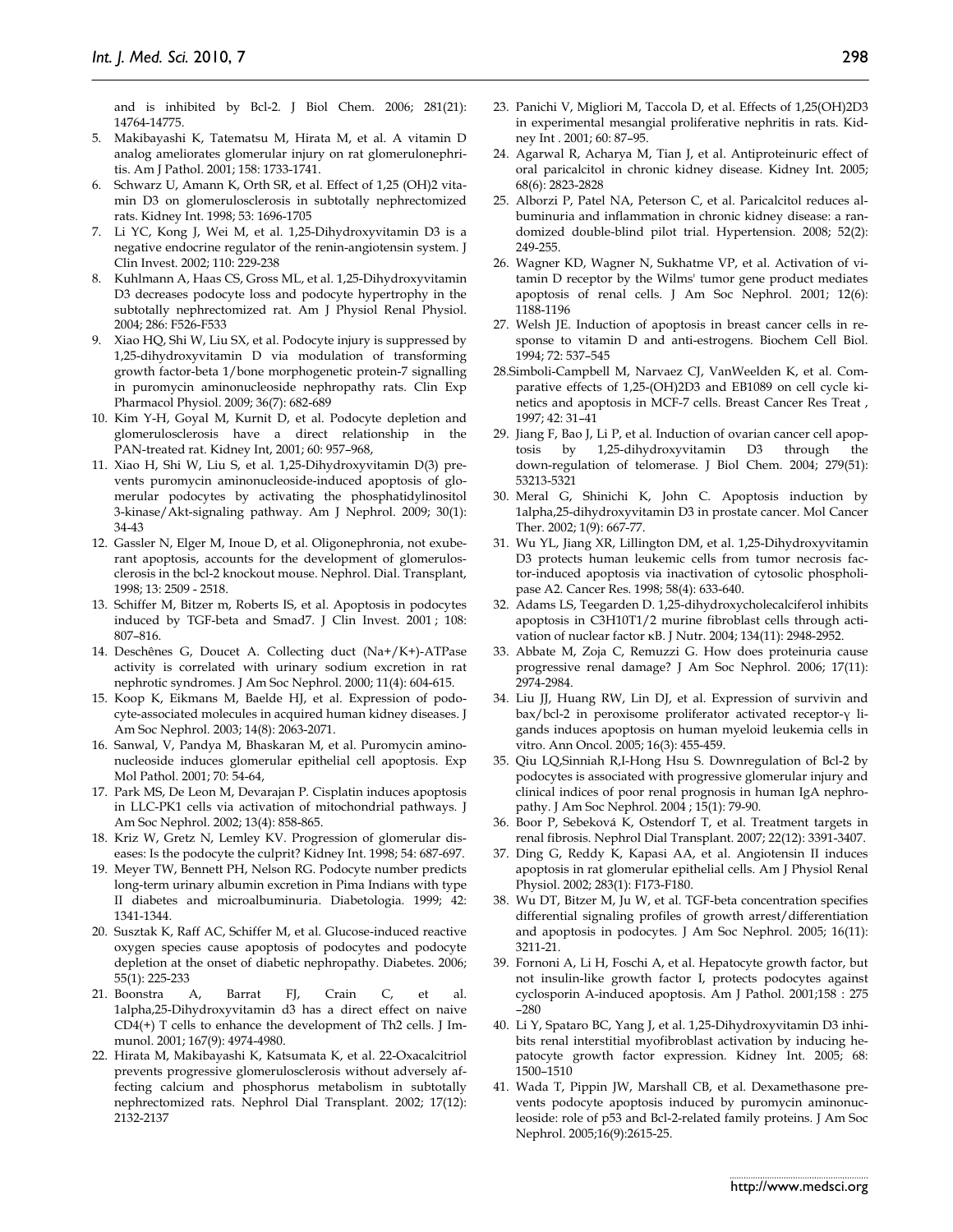and is inhibited by Bcl-2. J Biol Chem. 2006; 281(21): 14764-14775.

5. Makibayashi K, Tatematsu M, Hirata M, et al. A vitamin D analog ameliorates glomerular injury on rat glomerulonephritis. Am J Pathol. 2001; 158: 1733-1741.
6. Schwarz U, Amann K, Orth SR, et al. Effect of 1,25 (OH)2 vitamin D3 on glomerulosclerosis in subtotally nephrectomized rats. Kidney Int. 1998; 53: 1696-1705
7. Li YC, Kong J, Wei M, et al. 1,25-Dihydroxyvitamin D3 is a negative endocrine regulator of the renin-angiotensin system. J Clin Invest. 2002; 110: 229-238
8. Kuhlmann A, Haas CS, Gross ML, et al. 1,25-Dihydroxyvitamin D3 decreases podocyte loss and podocyte hypertrophy in the subtotally nephrectomized rat. Am J Physiol Renal Physiol. 2004; 286: F526-F533
9. Xiao HQ, Shi W, Liu SX, et al. Podocyte injury is suppressed by 1,25-dihydroxyvitamin D via modulation of transforming growth factor-beta 1/bone morphogenetic protein-7 signalling in puromycin aminonucleoside nephropathy rats. Clin Exp Pharmacol Physiol. 2009; 36(7): 682-689
10. Kim Y-H, Goyal M, Kurnit D, et al. Podocyte depletion and glomerulosclerosis have a direct relationship in the PAN-treated rat. Kidney Int, 2001; 60: 957–968,
11. Xiao H, Shi W, Liu S, et al. 1,25-Dihydroxyvitamin D(3) prevents puromycin aminonucleoside-induced apoptosis of glomerular podocytes by activating the phosphatidylinositol 3-kinase/Akt-signaling pathway. Am J Nephrol. 2009; 30(1): 34-43
12. Gassler N, Elger M, Inoue D, et al. Oligonephronia, not exuberant apoptosis, accounts for the development of glomerulosclerosis in the bcl-2 knockout mouse. Nephrol. Dial. Transplant, 1998; 13: 2509 - 2518.
13. Schiffer M, Bitzer m, Roberts IS, et al. Apoptosis in podocytes induced by TGF-beta and Smad7. J Clin Invest. 2001 ; 108: 807–816.
14. Deschênes G, Doucet A. Collecting duct (Na+/K+)-ATPase activity is correlated with urinary sodium excretion in rat nephrotic syndromes. J Am Soc Nephrol. 2000; 11(4): 604-615.
15. Koop K, Eikmans M, Baelde HJ, et al. Expression of podocyte-associated molecules in acquired human kidney diseases. J Am Soc Nephrol. 2003; 14(8): 2063-2071.
16. Sanwal, V, Pandya M, Bhaskaran M, et al. Puromycin aminonucleoside induces glomerular epithelial cell apoptosis. Exp Mol Pathol. 2001; 70: 54-64,
17. Park MS, De Leon M, Devarajan P. Cisplatin induces apoptosis in LLC-PK1 cells via activation of mitochondrial pathways. J Am Soc Nephrol. 2002; 13(4): 858-865.
18. Kriz W, Gretz N, Lemley KV. Progression of glomerular diseases: Is the podocyte the culprit? Kidney Int. 1998; 54: 687-697.
19. Meyer TW, Bennett PH, Nelson RG. Podocyte number predicts long-term urinary albumin excretion in Pima Indians with type II diabetes and microalbuminuria. Diabetologia. 1999; 42: 1341-1344.
20. Susztak K, Raff AC, Schiffer M, et al. Glucose-induced reactive oxygen species cause apoptosis of podocytes and podocyte depletion at the onset of diabetic nephropathy. Diabetes. 2006; 55(1): 225-233
21. Boonstra A, Barrat FJ, Crain C, et al. 1alpha,25-Dihydroxyvitamin d3 has a direct effect on naive CD4(+) T cells to enhance the development of Th2 cells. J Immunol. 2001; 167(9): 4974-4980.
22. Hirata M, Makibayashi K, Katsumata K, et al. 22-Oxacalcitriol prevents progressive glomerulosclerosis without adversely affecting calcium and phosphorus metabolism in subtotally nephrectomized rats. Nephrol Dial Transplant. 2002; 17(12): 2132-2137
23. Panichi V, Migliori M, Taccola D, et al. Effects of 1,25(OH)2D3 in experimental mesangial proliferative nephritis in rats. Kidney Int . 2001; 60: 87–95.
24. Agarwal R, Acharya M, Tian J, et al. Antiproteinuric effect of oral paricalcitol in chronic kidney disease. Kidney Int. 2005; 68(6): 2823-2828
25. Alborzi P, Patel NA, Peterson C, et al. Paricalcitol reduces albuminuria and inflammation in chronic kidney disease: a randomized double-blind pilot trial. Hypertension. 2008; 52(2): 249-255.
26. Wagner KD, Wagner N, Sukhatme VP, et al. Activation of vitamin D receptor by the Wilms' tumor gene product mediates apoptosis of renal cells. J Am Soc Nephrol. 2001; 12(6): 1188-1196
27. Welsh JE. Induction of apoptosis in breast cancer cells in response to vitamin D and anti-estrogens. Biochem Cell Biol. 1994; 72: 537–545
28. Simboli-Campbell M, Narvaez CJ, VanWeelden K, et al. Comparative effects of 1,25-(OH)2D3 and EB1089 on cell cycle kinetics and apoptosis in MCF-7 cells. Breast Cancer Res Treat , 1997; 42: 31–41
29. Jiang F, Bao J, Li P, et al. Induction of ovarian cancer cell apoptosis by 1,25-dihydroxyvitamin D3 through the down-regulation of telomerase. J Biol Chem. 2004; 279(51): 53213-5321
30. Meral G, Shinichi K, John C. Apoptosis induction by 1alpha,25-dihydroxyvitamin D3 in prostate cancer. Mol Cancer Ther. 2002; 1(9): 667-77.
31. Wu YL, Jiang XR, Lillington DM, et al. 1,25-Dihydroxyvitamin D3 protects human leukemic cells from tumor necrosis factor-induced apoptosis via inactivation of cytosolic phospholipase A2. Cancer Res. 1998; 58(4): 633-640.
32. Adams LS, Teegarden D. 1,25-dihydroxycholecalciferol inhibits apoptosis in C3H10T1/2 murine fibroblast cells through activation of nuclear factor κB. J Nutr. 2004; 134(11): 2948-2952.
33. Abbate M, Zoja C, Remuzzi G. How does proteinuria cause progressive renal damage? J Am Soc Nephrol. 2006; 17(11): 2974-2984.
34. Liu JJ, Huang RW, Lin DJ, et al. Expression of survivin and bax/bcl-2 in peroxisome proliferator activated receptor-γ ligands induces apoptosis on human myeloid leukemia cells in vitro. Ann Oncol. 2005; 16(3): 455-459.
35. Qiu LQ,Sinniah R,I-Hong Hsu S. Downregulation of Bcl-2 by podocytes is associated with progressive glomerular injury and clinical indices of poor renal prognosis in human IgA nephropathy. J Am Soc Nephrol. 2004 ; 15(1): 79-90.
36. Boor P, Sebeková K, Ostendorf T, et al. Treatment targets in renal fibrosis. Nephrol Dial Transplant. 2007; 22(12): 3391-3407.
37. Ding G, Reddy K, Kapasi AA, et al. Angiotensin II induces apoptosis in rat glomerular epithelial cells. Am J Physiol Renal Physiol. 2002; 283(1): F173-F180.
38. Wu DT, Bitzer M, Ju W, et al. TGF-beta concentration specifies differential signaling profiles of growth arrest/differentiation and apoptosis in podocytes. J Am Soc Nephrol. 2005; 16(11): 3211-21.
39. Fornoni A, Li H, Foschi A, et al. Hepatocyte growth factor, but not insulin-like growth factor I, protects podocytes against cyclosporin A-induced apoptosis. Am J Pathol. 2001;158 : 275 –280
40. Li Y, Spataro BC, Yang J, et al. 1,25-Dihydroxyvitamin D3 inhibits renal interstitial myofibroblast activation by inducing hepatocyte growth factor expression. Kidney Int. 2005; 68: 1500–1510
41. Wada T, Pippin JW, Marshall CB, et al. Dexamethasone prevents podocyte apoptosis induced by puromycin aminonucleoside: role of p53 and Bcl-2-related family proteins. J Am Soc Nephrol. 2005;16(9):2615-25.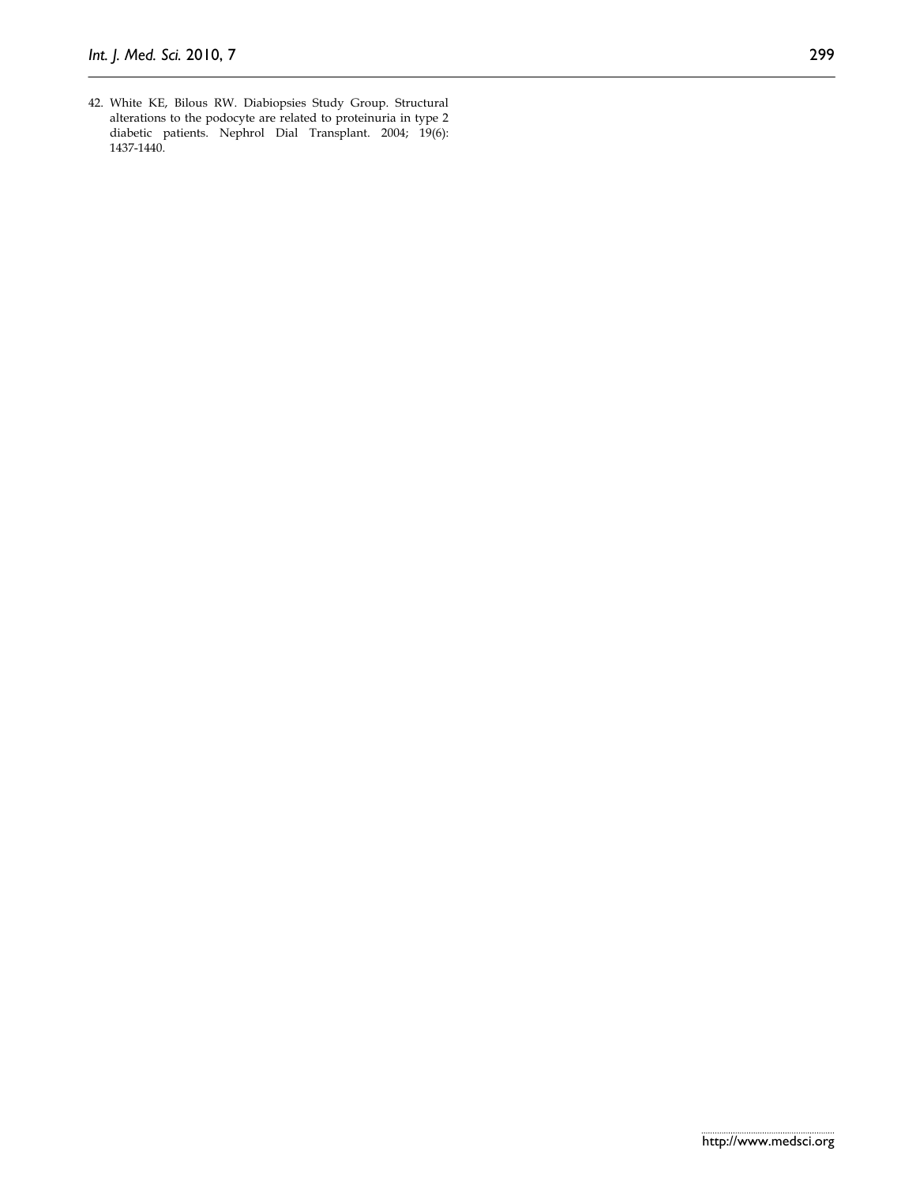42. White KE, Bilous RW. Diabiopsies Study Group. Structural alterations to the podocyte are related to proteinuria in type 2 diabetic patients. Nephrol Dial Transplant. 2004; 19(6): 1437-1440.